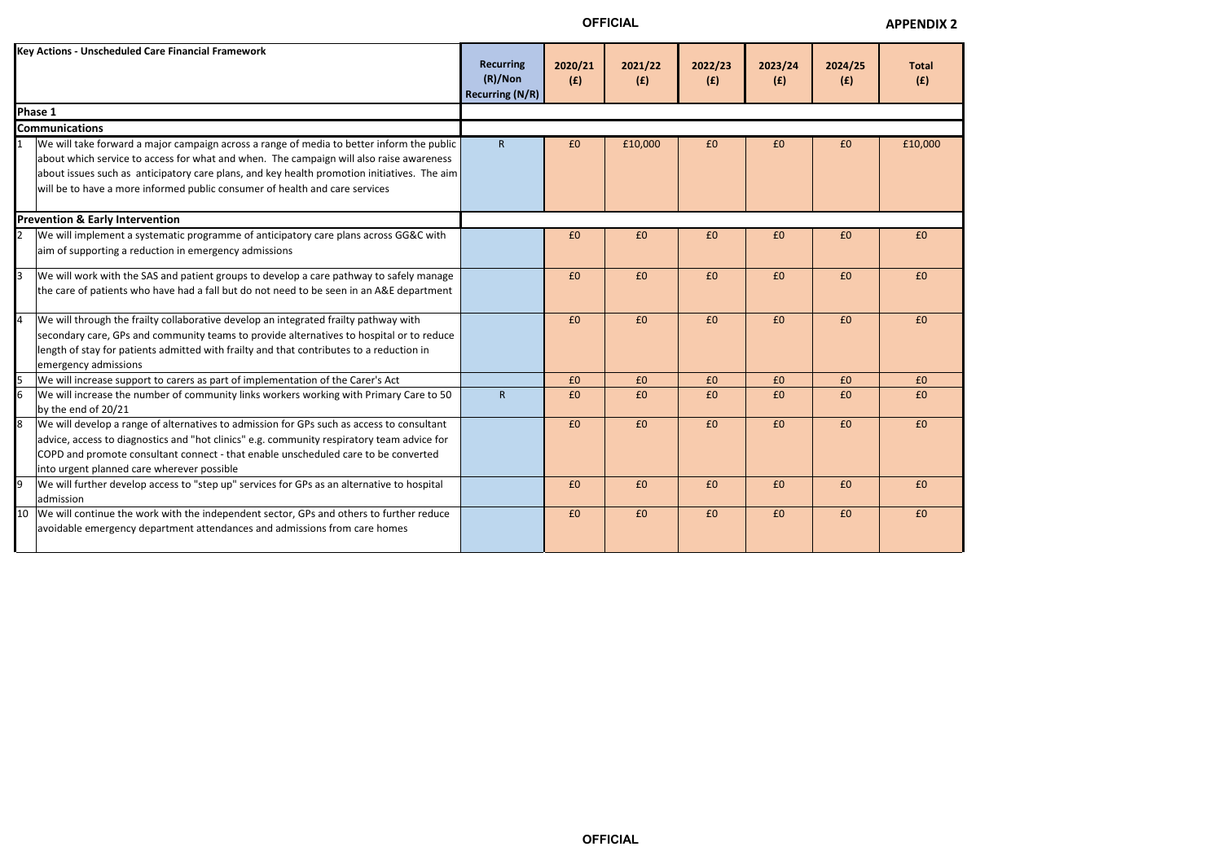**APPENDIX 2**

| | Key Actions - Unscheduled Care Financial Framework | Recurring (R)/Non Recurring (N/R) | 2020/21 (£) | 2021/22 (£) | 2022/23 (£) | 2023/24 (£) | 2024/25 (£) | Total (£) |
|---|---|---|---|---|---|---|---|---|
| **Phase 1** | | | | | | | | |
| **Communications** | | | | | | | | |
| 1 | We will take forward a major campaign across a range of media to better inform the public about which service to access for what and when. The campaign will also raise awareness about issues such as anticipatory care plans, and key health promotion initiatives. The aim will be to have a more informed public consumer of health and care services | R | £0 | £10,000 | £0 | £0 | £0 | £10,000 |
| **Prevention & Early Intervention** | | | | | | | | |
| 2 | We will implement a systematic programme of anticipatory care plans across GG&C with aim of supporting a reduction in emergency admissions | | £0 | £0 | £0 | £0 | £0 | £0 |
| 3 | We will work with the SAS and patient groups to develop a care pathway to safely manage the care of patients who have had a fall but do not need to be seen in an A&E department | | £0 | £0 | £0 | £0 | £0 | £0 |
| 4 | We will through the frailty collaborative develop an integrated frailty pathway with secondary care, GPs and community teams to provide alternatives to hospital or to reduce length of stay for patients admitted with frailty and that contributes to a reduction in emergency admissions | | £0 | £0 | £0 | £0 | £0 | £0 |
| 5 | We will increase support to carers as part of implementation of the Carer's Act | | £0 | £0 | £0 | £0 | £0 | £0 |
| 6 | We will increase the number of community links workers working with Primary Care to 50 by the end of 20/21 | R | £0 | £0 | £0 | £0 | £0 | £0 |
| 8 | We will develop a range of alternatives to admission for GPs such as access to consultant advice, access to diagnostics and "hot clinics" e.g. community respiratory team advice for COPD and promote consultant connect - that enable unscheduled care to be converted into urgent planned care wherever possible | | £0 | £0 | £0 | £0 | £0 | £0 |
| 9 | We will further develop access to "step up" services for GPs as an alternative to hospital admission | | £0 | £0 | £0 | £0 | £0 | £0 |
| 10 | We will continue the work with the independent sector, GPs and others to further reduce avoidable emergency department attendances and admissions from care homes | | £0 | £0 | £0 | £0 | £0 | £0 |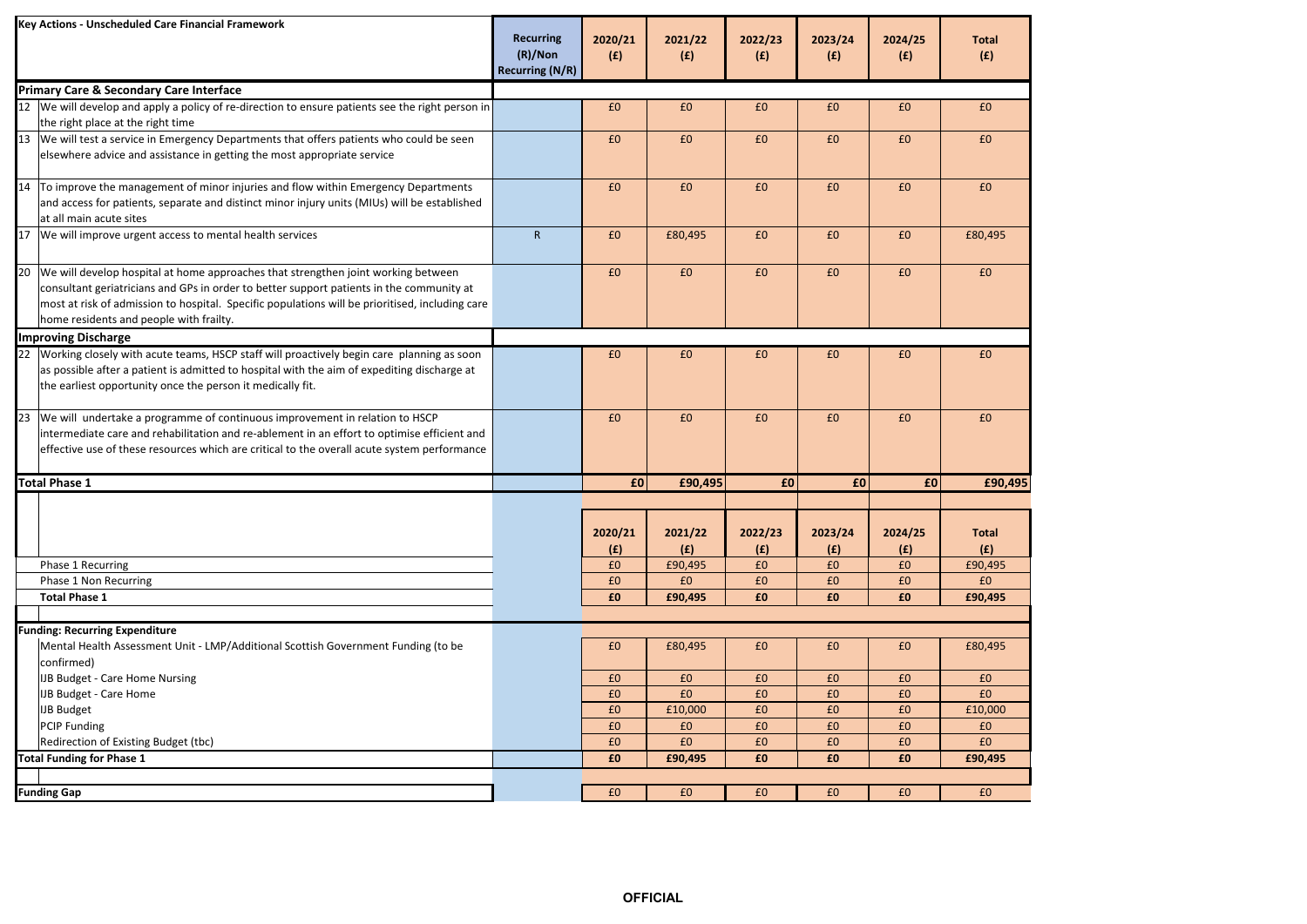| Key Actions - Unscheduled Care Financial Framework | | Recurring (R)/Non Recurring (N/R) | 2020/21 (£) | 2021/22 (£) | 2022/23 (£) | 2023/24 (£) | 2024/25 (£) | Total (£) |
|---|---|---|---|---|---|---|---|---|
| **Primary Care & Secondary Care Interface** | | | | | | | | |
| 12 | We will develop and apply a policy of re-direction to ensure patients see the right person in the right place at the right time | | £0 | £0 | £0 | £0 | £0 | £0 |
| 13 | We will test a service in Emergency Departments that offers patients who could be seen elsewhere advice and assistance in getting the most appropriate service | | £0 | £0 | £0 | £0 | £0 | £0 |
| 14 | To improve the management of minor injuries and flow within Emergency Departments and access for patients, separate and distinct minor injury units (MIUs) will be established at all main acute sites | | £0 | £0 | £0 | £0 | £0 | £0 |
| 17 | We will improve urgent access to mental health services | R | £0 | £80,495 | £0 | £0 | £0 | £80,495 |
| 20 | We will develop hospital at home approaches that strengthen joint working between consultant geriatricians and GPs in order to better support patients in the community at most at risk of admission to hospital. Specific populations will be prioritised, including care home residents and people with frailty. | | £0 | £0 | £0 | £0 | £0 | £0 |
| **Improving Discharge** | | | | | | | | |
| 22 | Working closely with acute teams, HSCP staff will proactively begin care planning as soon as possible after a patient is admitted to hospital with the aim of expediting discharge at the earliest opportunity once the person it medically fit. | | £0 | £0 | £0 | £0 | £0 | £0 |
| 23 | We will undertake a programme of continuous improvement in relation to HSCP intermediate care and rehabilitation and re-ablement in an effort to optimise efficient and effective use of these resources which are critical to the overall acute system performance | | £0 | £0 | £0 | £0 | £0 | £0 |
| **Total Phase 1** | | | **£0** | **£90,495** | **£0** | **£0** | **£0** | **£90,495** |

| | | 2020/21 (£) | 2021/22 (£) | 2022/23 (£) | 2023/24 (£) | 2024/25 (£) | Total (£) |
|---|---|---|---|---|---|---|---|
| Phase 1 Recurring | | £0 | £90,495 | £0 | £0 | £0 | £90,495 |
| Phase 1 Non Recurring | | £0 | £0 | £0 | £0 | £0 | £0 |
| **Total Phase 1** | | **£0** | **£90,495** | **£0** | **£0** | **£0** | **£90,495** |
| **Funding: Recurring Expenditure** | | | | | | | |
| Mental Health Assessment Unit - LMP/Additional Scottish Government Funding (to be confirmed) | | £0 | £80,495 | £0 | £0 | £0 | £80,495 |
| IJB Budget - Care Home Nursing | | £0 | £0 | £0 | £0 | £0 | £0 |
| IJB Budget - Care Home | | £0 | £0 | £0 | £0 | £0 | £0 |
| IJB Budget | | £0 | £10,000 | £0 | £0 | £0 | £10,000 |
| PCIP Funding | | £0 | £0 | £0 | £0 | £0 | £0 |
| Redirection of Existing Budget (tbc) | | £0 | £0 | £0 | £0 | £0 | £0 |
| **Total Funding for Phase 1** | | **£0** | **£90,495** | **£0** | **£0** | **£0** | **£90,495** |
| **Funding Gap** | | £0 | £0 | £0 | £0 | £0 | £0 |

**OFFICIAL**